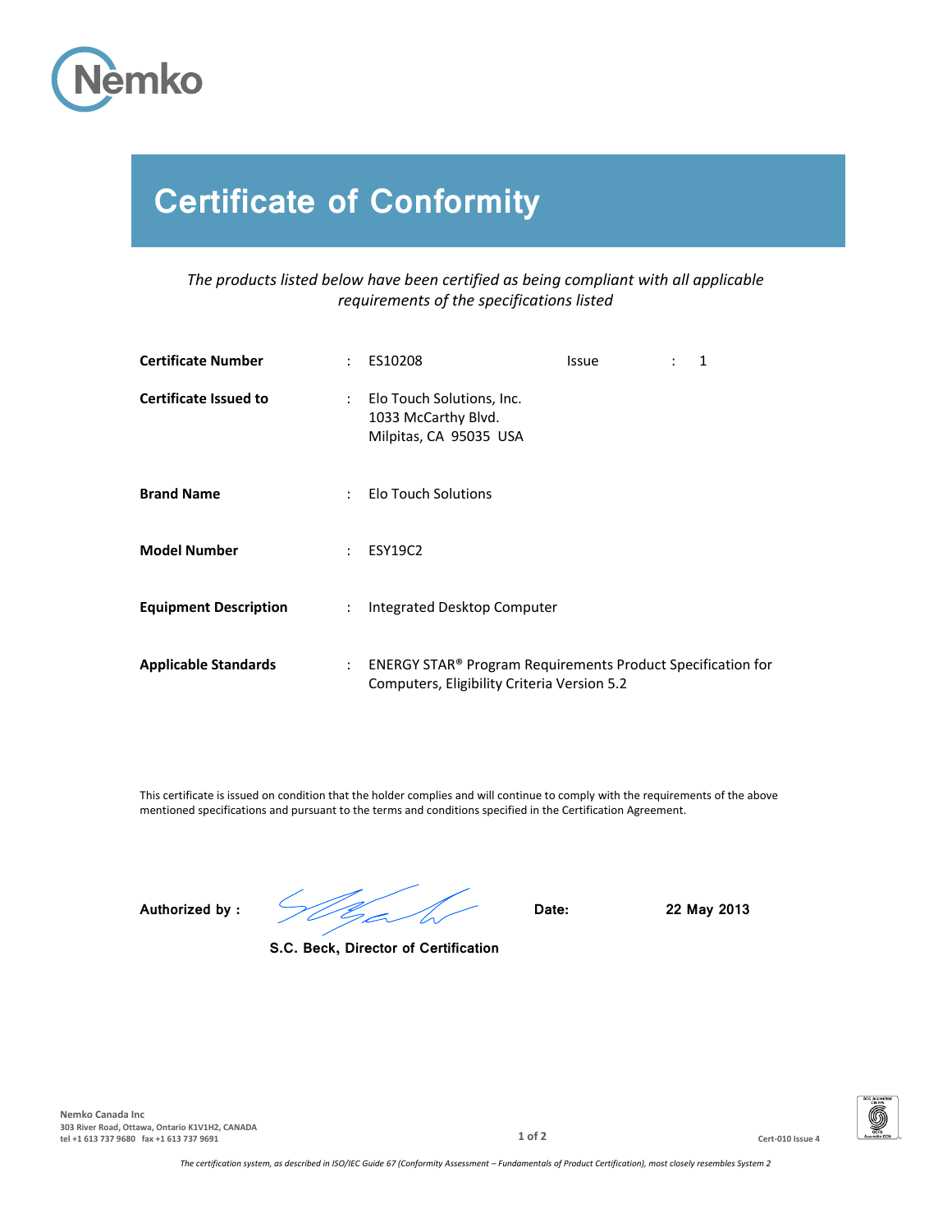Nemko

# Certificate of Conformity

*The products listed below have been certified as being compliant with all applicable requirements of the specifications listed*

| | | | | |
|---|---|---|---|---|
| **Certificate Number** | : ES10208 | Issue | : | 1 |
| **Certificate Issued to** | : Elo Touch Solutions, Inc.<br>1033 McCarthy Blvd.<br>Milpitas, CA 95035 USA | | | |
| **Brand Name** | : Elo Touch Solutions | | | |
| **Model Number** | : ESY19C2 | | | |
| **Equipment Description** | : Integrated Desktop Computer | | | |
| **Applicable Standards** | : ENERGY STAR® Program Requirements Product Specification for Computers, Eligibility Criteria Version 5.2 | | | |

This certificate is issued on condition that the holder complies and will continue to comply with the requirements of the above mentioned specifications and pursuant to the terms and conditions specified in the Certification Agreement.

**Authorized by :** [signature] **Date:** **22 May 2013**

**S.C. Beck, Director of Certification**

**Nemko Canada Inc**
**303 River Road, Ottawa, Ontario K1V1H2, CANADA**
**tel +1 613 737 9680 fax +1 613 737 9691**

**Cert-010 Issue 4**

*The certification system, as described in ISO/IEC Guide 67 (Conformity Assessment – Fundamentals of Product Certification), most closely resembles System 2*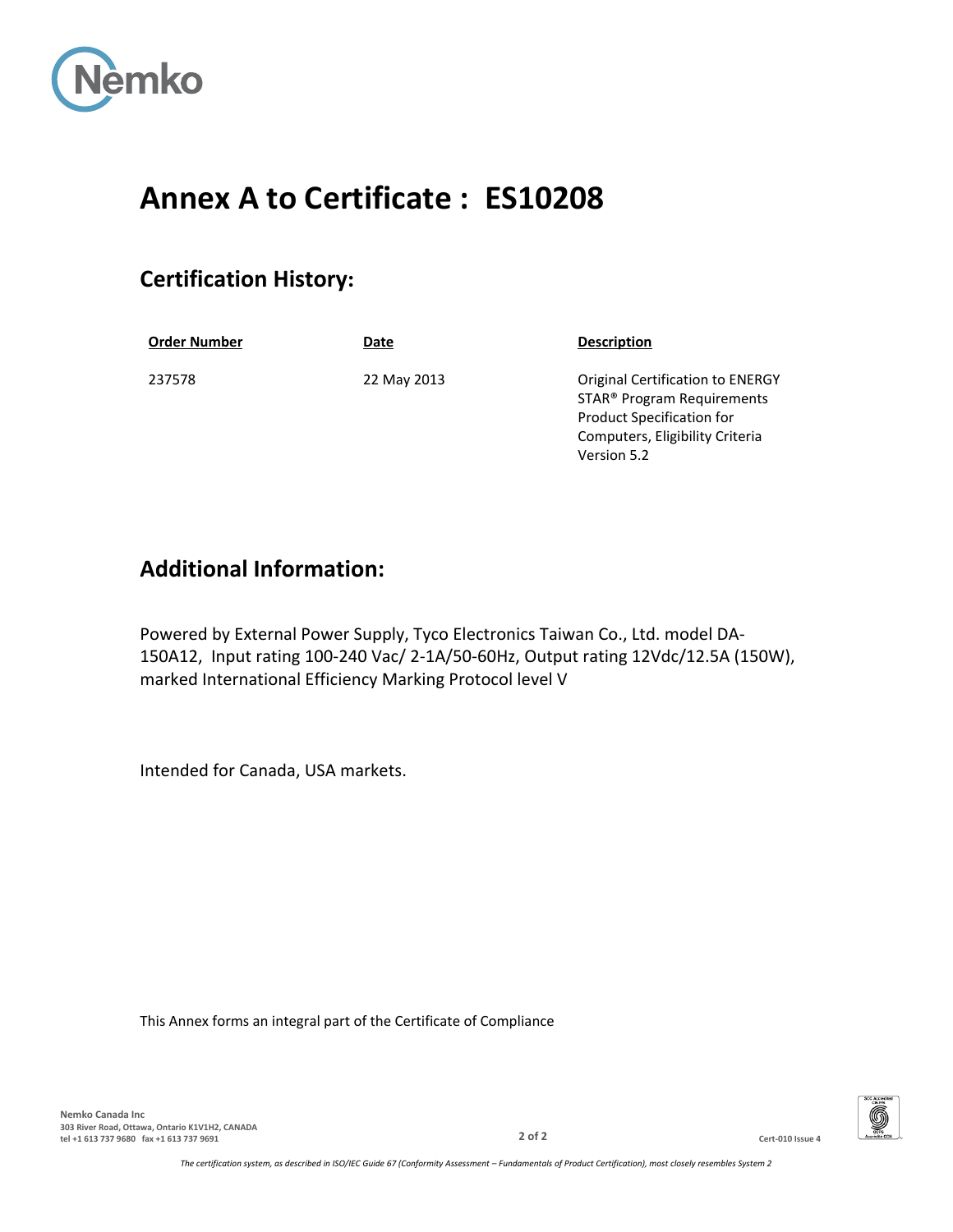# Annex A to Certificate : ES10208

## Certification History:

| Order Number | Date | Description |
|---|---|---|
| 237578 | 22 May 2013 | Original Certification to ENERGY STAR® Program Requirements Product Specification for Computers, Eligibility Criteria Version 5.2 |

## Additional Information:

Powered by External Power Supply, Tyco Electronics Taiwan Co., Ltd. model DA-150A12, Input rating 100-240 Vac/ 2-1A/50-60Hz, Output rating 12Vdc/12.5A (150W), marked International Efficiency Marking Protocol level V

Intended for Canada, USA markets.

This Annex forms an integral part of the Certificate of Compliance

**Nemko Canada Inc**
**303 River Road, Ottawa, Ontario K1V1H2, CANADA**
**tel +1 613 737 9680 fax +1 613 737 9691**

Cert-010 Issue 4

*The certification system, as described in ISO/IEC Guide 67 (Conformity Assessment – Fundamentals of Product Certification), most closely resembles System 2*